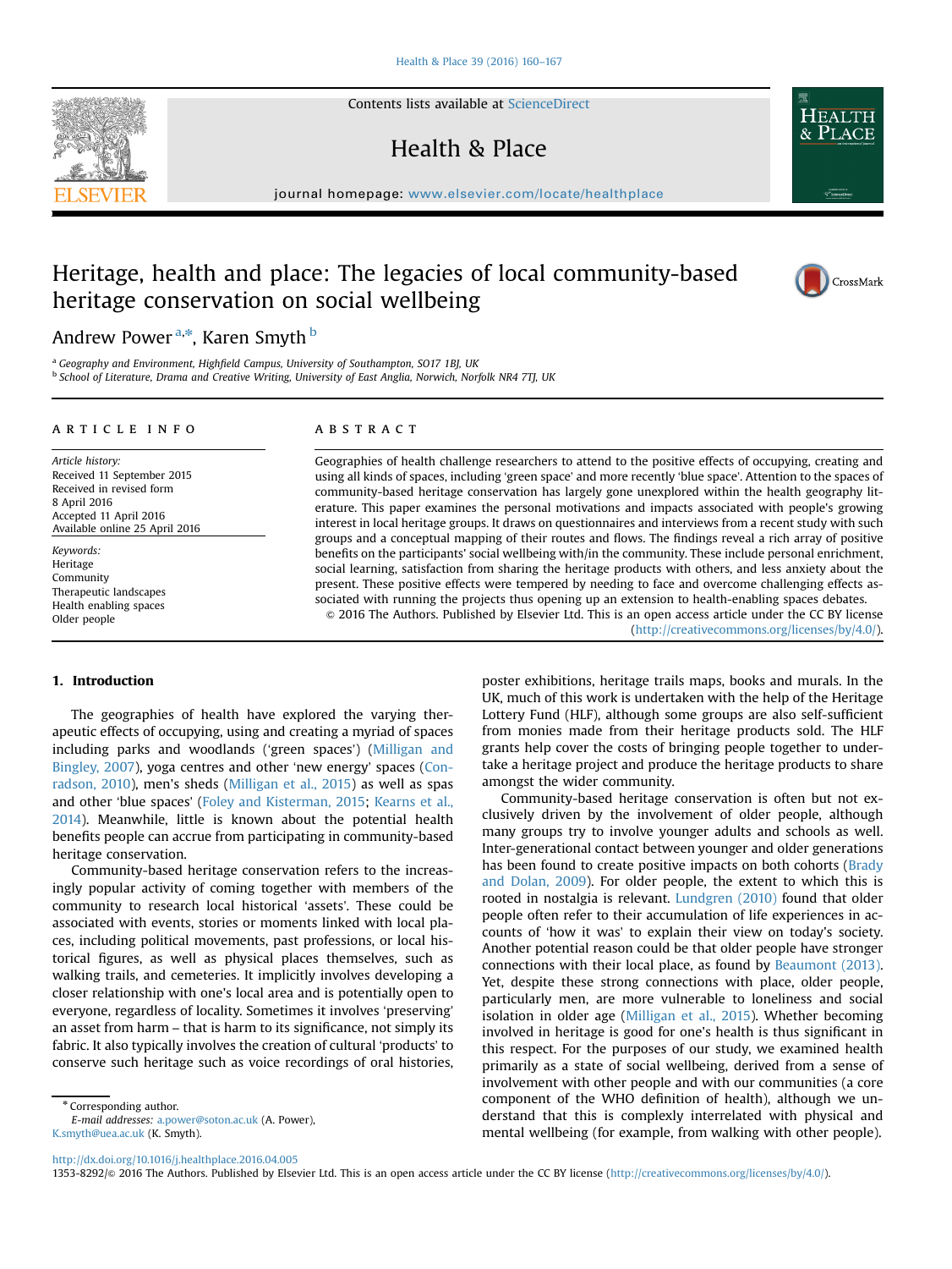# Heritage, health and place: The legacies of local community-based heritage conservation on social wellbeing

Andrew Power[a,*], Karen Smyth[b]

[a] Geography and Environment, Highfield Campus, University of Southampton, SO17 1BJ, UK
[b] School of Literature, Drama and Creative Writing, University of East Anglia, Norwich, Norfolk NR4 7TJ, UK

## ARTICLE INFO

*Article history:*
Received 11 September 2015
Received in revised form
8 April 2016
Accepted 11 April 2016
Available online 25 April 2016

*Keywords:*
Heritage
Community
Therapeutic landscapes
Health enabling spaces
Older people

## ABSTRACT

Geographies of health challenge researchers to attend to the positive effects of occupying, creating and using all kinds of spaces, including 'green space' and more recently 'blue space'. Attention to the spaces of community-based heritage conservation has largely gone unexplored within the health geography literature. This paper examines the personal motivations and impacts associated with people's growing interest in local heritage groups. It draws on questionnaires and interviews from a recent study with such groups and a conceptual mapping of their routes and flows. The findings reveal a rich array of positive benefits on the participants' social wellbeing with/in the community. These include personal enrichment, social learning, satisfaction from sharing the heritage products with others, and less anxiety about the present. These positive effects were tempered by needing to face and overcome challenging effects associated with running the projects thus opening up an extension to health-enabling spaces debates.

© 2016 The Authors. Published by Elsevier Ltd. This is an open access article under the CC BY license (http://creativecommons.org/licenses/by/4.0/).

## 1. Introduction

The geographies of health have explored the varying therapeutic effects of occupying, using and creating a myriad of spaces including parks and woodlands ('green spaces') (Milligan and Bingley, 2007), yoga centres and other 'new energy' spaces (Conradson, 2010), men's sheds (Milligan et al., 2015) as well as spas and other 'blue spaces' (Foley and Kisterman, 2015; Kearns et al., 2014). Meanwhile, little is known about the potential health benefits people can accrue from participating in community-based heritage conservation.

Community-based heritage conservation refers to the increasingly popular activity of coming together with members of the community to research local historical 'assets'. These could be associated with events, stories or moments linked with local places, including political movements, past professions, or local historical figures, as well as physical places themselves, such as walking trails, and cemeteries. It implicitly involves developing a closer relationship with one's local area and is potentially open to everyone, regardless of locality. Sometimes it involves 'preserving' an asset from harm – that is harm to its significance, not simply its fabric. It also typically involves the creation of cultural 'products' to conserve such heritage such as voice recordings of oral histories, poster exhibitions, heritage trails maps, books and murals. In the UK, much of this work is undertaken with the help of the Heritage Lottery Fund (HLF), although some groups are also self-sufficient from monies made from their heritage products sold. The HLF grants help cover the costs of bringing people together to undertake a heritage project and produce the heritage products to share amongst the wider community.

Community-based heritage conservation is often but not exclusively driven by the involvement of older people, although many groups try to involve younger adults and schools as well. Inter-generational contact between younger and older generations has been found to create positive impacts on both cohorts (Brady and Dolan, 2009). For older people, the extent to which this is rooted in nostalgia is relevant. Lundgren (2010) found that older people often refer to their accumulation of life experiences in accounts of 'how it was' to explain their view on today's society. Another potential reason could be that older people have stronger connections with their local place, as found by Beaumont (2013). Yet, despite these strong connections with place, older people, particularly men, are more vulnerable to loneliness and social isolation in older age (Milligan et al., 2015). Whether becoming involved in heritage is good for one's health is thus significant in this respect. For the purposes of our study, we examined health primarily as a state of social wellbeing, derived from a sense of involvement with other people and with our communities (a core component of the WHO definition of health), although we understand that this is complexly interrelated with physical and mental wellbeing (for example, from walking with other people).

---

* Corresponding author.
*E-mail addresses:* a.power@soton.ac.uk (A. Power), K.smyth@uea.ac.uk (K. Smyth).

http://dx.doi.org/10.1016/j.healthplace.2016.04.005
1353-8292/© 2016 The Authors. Published by Elsevier Ltd. This is an open access article under the CC BY license (http://creativecommons.org/licenses/by/4.0/).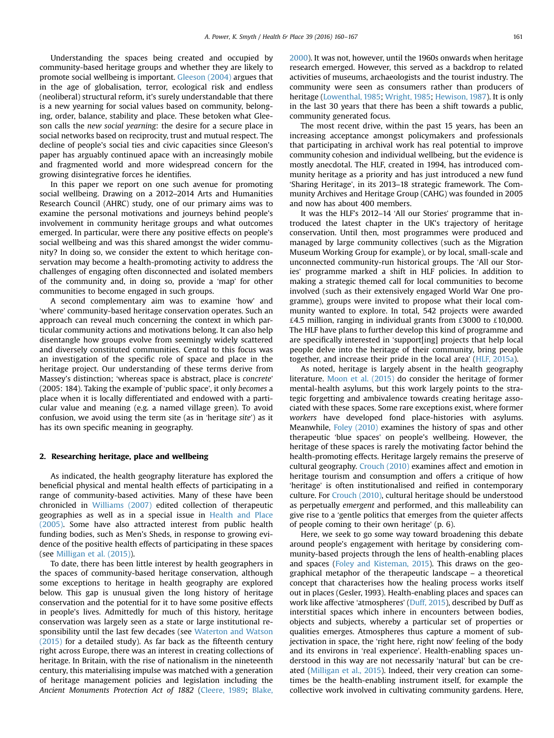Understanding the spaces being created and occupied by community-based heritage groups and whether they are likely to promote social wellbeing is important. Gleeson (2004) argues that in the age of globalisation, terror, ecological risk and endless (neoliberal) structural reform, it's surely understandable that there is a new yearning for social values based on community, belonging, order, balance, stability and place. These betoken what Gleeson calls the *new social yearning*: the desire for a secure place in social networks based on reciprocity, trust and mutual respect. The decline of people's social ties and civic capacities since Gleeson's paper has arguably continued apace with an increasingly mobile and fragmented world and more widespread concern for the growing disintegrative forces he identifies.

In this paper we report on one such avenue for promoting social wellbeing. Drawing on a 2012–2014 Arts and Humanities Research Council (AHRC) study, one of our primary aims was to examine the personal motivations and journeys behind people's involvement in community heritage groups and what outcomes emerged. In particular, were there any positive effects on people's social wellbeing and was this shared amongst the wider community? In doing so, we consider the extent to which heritage conservation may become a health-promoting activity to address the challenges of engaging often disconnected and isolated members of the community and, in doing so, provide a 'map' for other communities to become engaged in such groups.

A second complementary aim was to examine 'how' and 'where' community-based heritage conservation operates. Such an approach can reveal much concerning the context in which particular community actions and motivations belong. It can also help disentangle how groups evolve from seemingly widely scattered and diversely constituted communities. Central to this focus was an investigation of the specific role of space and place in the heritage project. Our understanding of these terms derive from Massey's distinction; 'whereas space is abstract, place is *concrete*' (2005: 184). Taking the example of 'public space', it only *becomes* a place when it is locally differentiated and endowed with a particular value and meaning (e.g. a named village green). To avoid confusion, we avoid using the term site (as in 'heritage *site*') as it has its own specific meaning in geography.

## 2. Researching heritage, place and wellbeing

As indicated, the health geography literature has explored the beneficial physical and mental health effects of participating in a range of community-based activities. Many of these have been chronicled in Williams (2007) edited collection of therapeutic geographies as well as in a special issue in Health and Place (2005). Some have also attracted interest from public health funding bodies, such as Men's Sheds, in response to growing evidence of the positive health effects of participating in these spaces (see Milligan et al. (2015)).

To date, there has been little interest by health geographers in the spaces of community-based heritage conservation, although some exceptions to heritage in health geography are explored below. This gap is unusual given the long history of heritage conservation and the potential for it to have some positive effects in people's lives. Admittedly for much of this history, heritage conservation was largely seen as a state or large institutional responsibility until the last few decades (see Waterton and Watson (2015) for a detailed study). As far back as the fifteenth century right across Europe, there was an interest in creating collections of heritage. In Britain, with the rise of nationalism in the nineteenth century, this materialising impulse was matched with a generation of heritage management policies and legislation including the *Ancient Monuments Protection Act of 1882* (Cleere, 1989; Blake, 2000). It was not, however, until the 1960s onwards when heritage research emerged. However, this served as a backdrop to related activities of museums, archaeologists and the tourist industry. The community were seen as consumers rather than producers of heritage (Lowenthal, 1985; Wright, 1985; Hewison, 1987). It is only in the last 30 years that there has been a shift towards a public, community generated focus.

The most recent drive, within the past 15 years, has been an increasing acceptance amongst policymakers and professionals that participating in archival work has real potential to improve community cohesion and individual wellbeing, but the evidence is mostly anecdotal. The HLF, created in 1994, has introduced community heritage as a priority and has just introduced a new fund 'Sharing Heritage', in its 2013–18 strategic framework. The Community Archives and Heritage Group (CAHG) was founded in 2005 and now has about 400 members.

It was the HLF's 2012–14 'All our Stories' programme that introduced the latest chapter in the UK's trajectory of heritage conservation. Until then, most programmes were produced and managed by large community collectives (such as the Migration Museum Working Group for example), or by local, small-scale and unconnected community-run historical groups. The 'All our Stories' programme marked a shift in HLF policies. In addition to making a strategic themed call for local communities to become involved (such as their extensively engaged World War One programme), groups were invited to propose what their local community wanted to explore. In total, 542 projects were awarded £4.5 million, ranging in individual grants from £3000 to £10,000. The HLF have plans to further develop this kind of programme and are specifically interested in 'support[ing] projects that help local people delve into the heritage of their community, bring people together, and increase their pride in the local area' (HLF, 2015a).

As noted, heritage is largely absent in the health geography literature. Moon et al. (2015) do consider the heritage of former mental-health asylums, but this work largely points to the strategic forgetting and ambivalence towards creating heritage associated with these spaces. Some rare exceptions exist, where former *workers* have developed fond place-histories with asylums. Meanwhile, Foley (2010) examines the history of spas and other therapeutic 'blue spaces' on people's wellbeing. However, the heritage of these spaces is rarely the motivating factor behind the health-promoting effects. Heritage largely remains the preserve of cultural geography. Crouch (2010) examines affect and emotion in heritage tourism and consumption and offers a critique of how 'heritage' is often institutionalised and reified in contemporary culture. For Crouch (2010), cultural heritage should be understood as perpetually *emergent* and performed, and this malleability can give rise to a 'gentle politics that emerges from the quieter affects of people coming to their own heritage' (p. 6).

Here, we seek to go some way toward broadening this debate around people's engagement with heritage by considering community-based projects through the lens of health-enabling places and spaces (Foley and Kisteman, 2015). This draws on the geographical metaphor of the therapeutic landscape – a theoretical concept that characterises how the healing process works itself out in places (Gesler, 1993). Health-enabling places and spaces can work like affective 'atmospheres' (Duff, 2015), described by Duff as interstitial spaces which inhere in encounters between bodies, objects and subjects, whereby a particular set of properties or qualities emerges. Atmospheres thus capture a moment of subjectivation in space, the 'right here, right now' feeling of the body and its environs in 'real experience'. Health-enabling spaces understood in this way are not necessarily 'natural' but can be created (Milligan et al., 2015). Indeed, their very creation can sometimes be the health-enabling instrument itself, for example the collective work involved in cultivating community gardens. Here,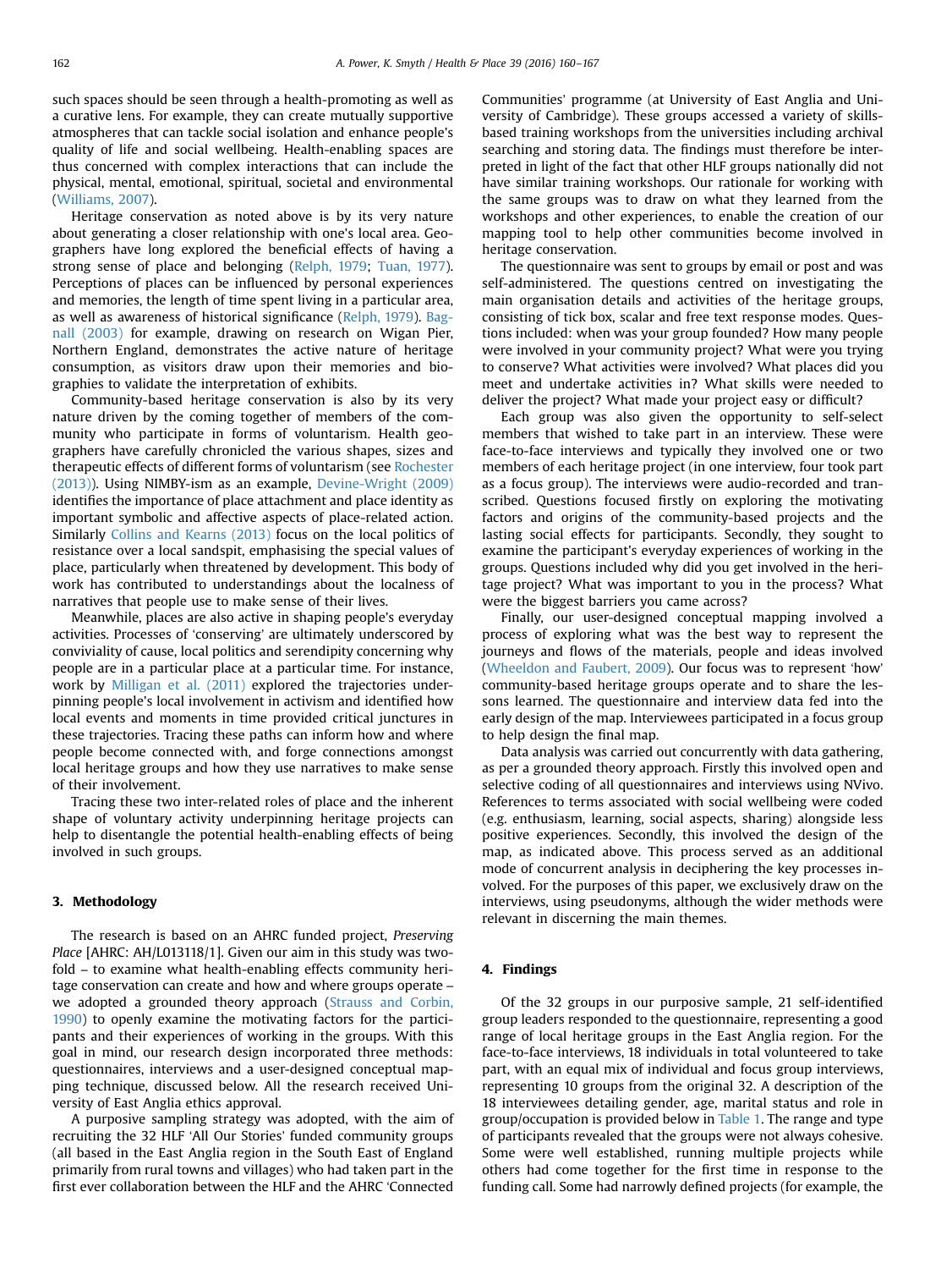such spaces should be seen through a health-promoting as well as a curative lens. For example, they can create mutually supportive atmospheres that can tackle social isolation and enhance people's quality of life and social wellbeing. Health-enabling spaces are thus concerned with complex interactions that can include the physical, mental, emotional, spiritual, societal and environmental (Williams, 2007).

Heritage conservation as noted above is by its very nature about generating a closer relationship with one's local area. Geographers have long explored the beneficial effects of having a strong sense of place and belonging (Relph, 1979; Tuan, 1977). Perceptions of places can be influenced by personal experiences and memories, the length of time spent living in a particular area, as well as awareness of historical significance (Relph, 1979). Bagnall (2003) for example, drawing on research on Wigan Pier, Northern England, demonstrates the active nature of heritage consumption, as visitors draw upon their memories and biographies to validate the interpretation of exhibits.

Community-based heritage conservation is also by its very nature driven by the coming together of members of the community who participate in forms of voluntarism. Health geographers have carefully chronicled the various shapes, sizes and therapeutic effects of different forms of voluntarism (see Rochester (2013)). Using NIMBY-ism as an example, Devine-Wright (2009) identifies the importance of place attachment and place identity as important symbolic and affective aspects of place-related action. Similarly Collins and Kearns (2013) focus on the local politics of resistance over a local sandspit, emphasising the special values of place, particularly when threatened by development. This body of work has contributed to understandings about the localness of narratives that people use to make sense of their lives.

Meanwhile, places are also active in shaping people's everyday activities. Processes of 'conserving' are ultimately underscored by conviviality of cause, local politics and serendipity concerning why people are in a particular place at a particular time. For instance, work by Milligan et al. (2011) explored the trajectories underpinning people's local involvement in activism and identified how local events and moments in time provided critical junctures in these trajectories. Tracing these paths can inform how and where people become connected with, and forge connections amongst local heritage groups and how they use narratives to make sense of their involvement.

Tracing these two inter-related roles of place and the inherent shape of voluntary activity underpinning heritage projects can help to disentangle the potential health-enabling effects of being involved in such groups.

## 3. Methodology

The research is based on an AHRC funded project, *Preserving Place* [AHRC: AH/L013118/1]. Given our aim in this study was two-fold – to examine what health-enabling effects community heritage conservation can create and how and where groups operate – we adopted a grounded theory approach (Strauss and Corbin, 1990) to openly examine the motivating factors for the participants and their experiences of working in the groups. With this goal in mind, our research design incorporated three methods: questionnaires, interviews and a user-designed conceptual mapping technique, discussed below. All the research received University of East Anglia ethics approval.

A purposive sampling strategy was adopted, with the aim of recruiting the 32 HLF 'All Our Stories' funded community groups (all based in the East Anglia region in the South East of England primarily from rural towns and villages) who had taken part in the first ever collaboration between the HLF and the AHRC 'Connected Communities' programme (at University of East Anglia and University of Cambridge). These groups accessed a variety of skills-based training workshops from the universities including archival searching and storing data. The findings must therefore be interpreted in light of the fact that other HLF groups nationally did not have similar training workshops. Our rationale for working with the same groups was to draw on what they learned from the workshops and other experiences, to enable the creation of our mapping tool to help other communities become involved in heritage conservation.

The questionnaire was sent to groups by email or post and was self-administered. The questions centred on investigating the main organisation details and activities of the heritage groups, consisting of tick box, scalar and free text response modes. Questions included: when was your group founded? How many people were involved in your community project? What were you trying to conserve? What activities were involved? What places did you meet and undertake activities in? What skills were needed to deliver the project? What made your project easy or difficult?

Each group was also given the opportunity to self-select members that wished to take part in an interview. These were face-to-face interviews and typically they involved one or two members of each heritage project (in one interview, four took part as a focus group). The interviews were audio-recorded and transcribed. Questions focused firstly on exploring the motivating factors and origins of the community-based projects and the lasting social effects for participants. Secondly, they sought to examine the participant's everyday experiences of working in the groups. Questions included why did you get involved in the heritage project? What was important to you in the process? What were the biggest barriers you came across?

Finally, our user-designed conceptual mapping involved a process of exploring what was the best way to represent the journeys and flows of the materials, people and ideas involved (Wheeldon and Faubert, 2009). Our focus was to represent 'how' community-based heritage groups operate and to share the lessons learned. The questionnaire and interview data fed into the early design of the map. Interviewees participated in a focus group to help design the final map.

Data analysis was carried out concurrently with data gathering, as per a grounded theory approach. Firstly this involved open and selective coding of all questionnaires and interviews using NVivo. References to terms associated with social wellbeing were coded (e.g. enthusiasm, learning, social aspects, sharing) alongside less positive experiences. Secondly, this involved the design of the map, as indicated above. This process served as an additional mode of concurrent analysis in deciphering the key processes involved. For the purposes of this paper, we exclusively draw on the interviews, using pseudonyms, although the wider methods were relevant in discerning the main themes.

## 4. Findings

Of the 32 groups in our purposive sample, 21 self-identified group leaders responded to the questionnaire, representing a good range of local heritage groups in the East Anglia region. For the face-to-face interviews, 18 individuals in total volunteered to take part, with an equal mix of individual and focus group interviews, representing 10 groups from the original 32. A description of the 18 interviewees detailing gender, age, marital status and role in group/occupation is provided below in Table 1. The range and type of participants revealed that the groups were not always cohesive. Some were well established, running multiple projects while others had come together for the first time in response to the funding call. Some had narrowly defined projects (for example, the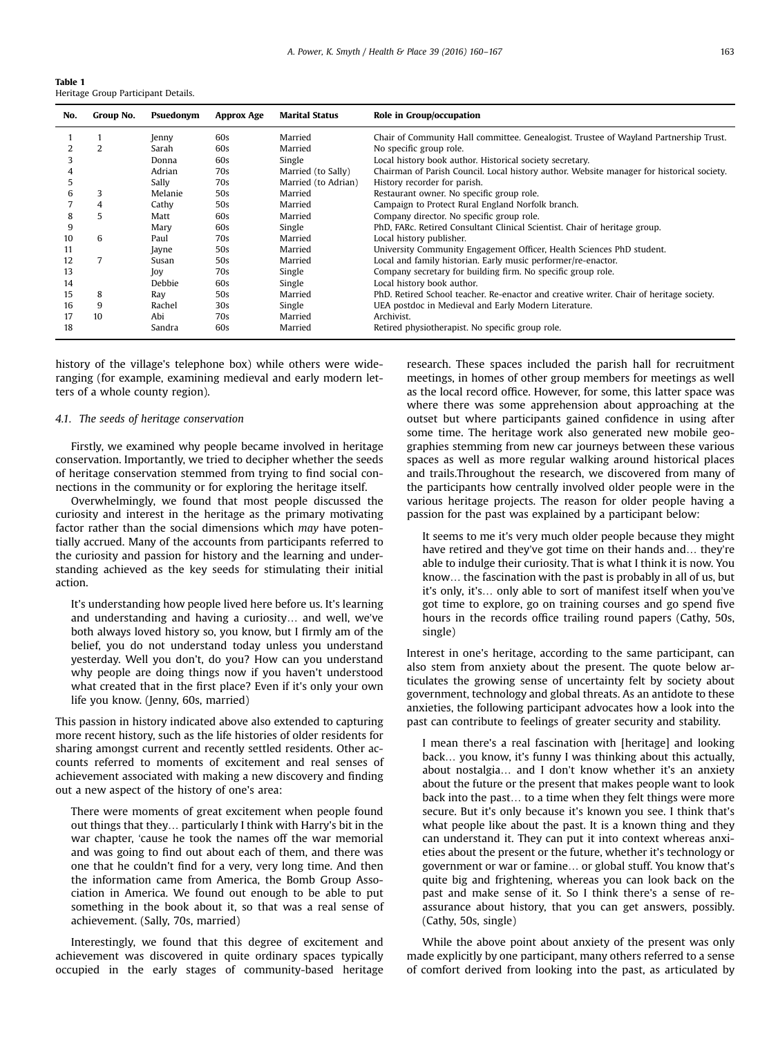**Table 1**
Heritage Group Participant Details.

| No. | Group No. | Psuedonym | Approx Age | Marital Status | Role in Group/occupation |
|---|---|---|---|---|---|
| 1 | 1 | Jenny | 60s | Married | Chair of Community Hall committee. Genealogist. Trustee of Wayland Partnership Trust. |
| 2 | 2 | Sarah | 60s | Married | No specific group role. |
| 3 | | Donna | 60s | Single | Local history book author. Historical society secretary. |
| 4 | | Adrian | 70s | Married (to Sally) | Chairman of Parish Council. Local history author. Website manager for historical society. |
| 5 | | Sally | 70s | Married (to Adrian) | History recorder for parish. |
| 6 | 3 | Melanie | 50s | Married | Restaurant owner. No specific group role. |
| 7 | 4 | Cathy | 50s | Married | Campaign to Protect Rural England Norfolk branch. |
| 8 | 5 | Matt | 60s | Married | Company director. No specific group role. |
| 9 | | Mary | 60s | Single | PhD, FARc. Retired Consultant Clinical Scientist. Chair of heritage group. |
| 10 | 6 | Paul | 70s | Married | Local history publisher. |
| 11 | | Jayne | 50s | Married | University Community Engagement Officer, Health Sciences PhD student. |
| 12 | 7 | Susan | 50s | Married | Local and family historian. Early music performer/re-enactor. |
| 13 | | Joy | 70s | Single | Company secretary for building firm. No specific group role. |
| 14 | | Debbie | 60s | Single | Local history book author. |
| 15 | 8 | Ray | 50s | Married | PhD. Retired School teacher. Re-enactor and creative writer. Chair of heritage society. |
| 16 | 9 | Rachel | 30s | Single | UEA postdoc in Medieval and Early Modern Literature. |
| 17 | 10 | Abi | 70s | Married | Archivist. |
| 18 | | Sandra | 60s | Married | Retired physiotherapist. No specific group role. |

history of the village's telephone box) while others were wide-ranging (for example, examining medieval and early modern letters of a whole county region).

### 4.1. The seeds of heritage conservation

Firstly, we examined why people became involved in heritage conservation. Importantly, we tried to decipher whether the seeds of heritage conservation stemmed from trying to find social connections in the community or for exploring the heritage itself.

Overwhelmingly, we found that most people discussed the curiosity and interest in the heritage as the primary motivating factor rather than the social dimensions which *may* have potentially accrued. Many of the accounts from participants referred to the curiosity and passion for history and the learning and understanding achieved as the key seeds for stimulating their initial action.

> It's understanding how people lived here before us. It's learning and understanding and having a curiosity… and well, we've both always loved history so, you know, but I firmly am of the belief, you do not understand today unless you understand yesterday. Well you don't, do you? How can you understand why people are doing things now if you haven't understood what created that in the first place? Even if it's only your own life you know. (Jenny, 60s, married)

This passion in history indicated above also extended to capturing more recent history, such as the life histories of older residents for sharing amongst current and recently settled residents. Other accounts referred to moments of excitement and real senses of achievement associated with making a new discovery and finding out a new aspect of the history of one's area:

> There were moments of great excitement when people found out things that they… particularly I think with Harry's bit in the war chapter, 'cause he took the names off the war memorial and was going to find out about each of them, and there was one that he couldn't find for a very, very long time. And then the information came from America, the Bomb Group Association in America. We found out enough to be able to put something in the book about it, so that was a real sense of achievement. (Sally, 70s, married)

Interestingly, we found that this degree of excitement and achievement was discovered in quite ordinary spaces typically occupied in the early stages of community-based heritage research. These spaces included the parish hall for recruitment meetings, in homes of other group members for meetings as well as the local record office. However, for some, this latter space was where there was some apprehension about approaching at the outset but where participants gained confidence in using after some time. The heritage work also generated new mobile geographies stemming from new car journeys between these various spaces as well as more regular walking around historical places and trails.Throughout the research, we discovered from many of the participants how centrally involved older people were in the various heritage projects. The reason for older people having a passion for the past was explained by a participant below:

> It seems to me it's very much older people because they might have retired and they've got time on their hands and… they're able to indulge their curiosity. That is what I think it is now. You know… the fascination with the past is probably in all of us, but it's only, it's… only able to sort of manifest itself when you've got time to explore, go on training courses and go spend five hours in the records office trailing round papers (Cathy, 50s, single)

Interest in one's heritage, according to the same participant, can also stem from anxiety about the present. The quote below articulates the growing sense of uncertainty felt by society about government, technology and global threats. As an antidote to these anxieties, the following participant advocates how a look into the past can contribute to feelings of greater security and stability.

> I mean there's a real fascination with [heritage] and looking back… you know, it's funny I was thinking about this actually, about nostalgia… and I don't know whether it's an anxiety about the future or the present that makes people want to look back into the past… to a time when they felt things were more secure. But it's only because it's known you see. I think that's what people like about the past. It is a known thing and they can understand it. They can put it into context whereas anxieties about the present or the future, whether it's technology or government or war or famine… or global stuff. You know that's quite big and frightening, whereas you can look back on the past and make sense of it. So I think there's a sense of reassurance about history, that you can get answers, possibly. (Cathy, 50s, single)

While the above point about anxiety of the present was only made explicitly by one participant, many others referred to a sense of comfort derived from looking into the past, as articulated by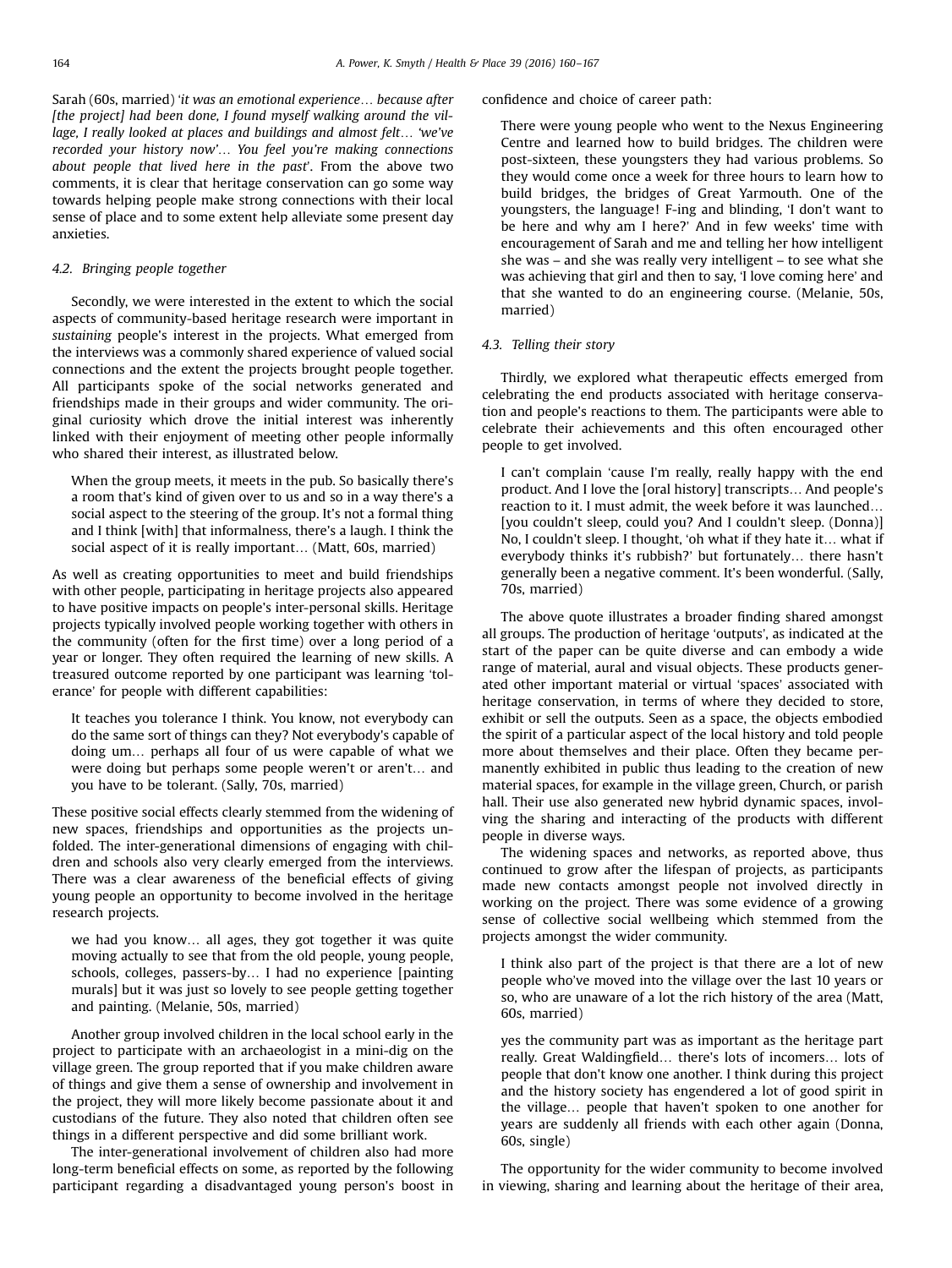Sarah (60s, married) '*it was an emotional experience… because after [the project] had been done, I found myself walking around the village, I really looked at places and buildings and almost felt… 'we've recorded your history now'… You feel you're making connections about people that lived here in the past*'. From the above two comments, it is clear that heritage conservation can go some way towards helping people make strong connections with their local sense of place and to some extent help alleviate some present day anxieties.

### 4.2. Bringing people together

Secondly, we were interested in the extent to which the social aspects of community-based heritage research were important in *sustaining* people's interest in the projects. What emerged from the interviews was a commonly shared experience of valued social connections and the extent the projects brought people together. All participants spoke of the social networks generated and friendships made in their groups and wider community. The original curiosity which drove the initial interest was inherently linked with their enjoyment of meeting other people informally who shared their interest, as illustrated below.

> When the group meets, it meets in the pub. So basically there's a room that's kind of given over to us and so in a way there's a social aspect to the steering of the group. It's not a formal thing and I think [with] that informalness, there's a laugh. I think the social aspect of it is really important… (Matt, 60s, married)

As well as creating opportunities to meet and build friendships with other people, participating in heritage projects also appeared to have positive impacts on people's inter-personal skills. Heritage projects typically involved people working together with others in the community (often for the first time) over a long period of a year or longer. They often required the learning of new skills. A treasured outcome reported by one participant was learning 'tolerance' for people with different capabilities:

> It teaches you tolerance I think. You know, not everybody can do the same sort of things can they? Not everybody's capable of doing um… perhaps all four of us were capable of what we were doing but perhaps some people weren't or aren't… and you have to be tolerant. (Sally, 70s, married)

These positive social effects clearly stemmed from the widening of new spaces, friendships and opportunities as the projects unfolded. The inter-generational dimensions of engaging with children and schools also very clearly emerged from the interviews. There was a clear awareness of the beneficial effects of giving young people an opportunity to become involved in the heritage research projects.

> we had you know… all ages, they got together it was quite moving actually to see that from the old people, young people, schools, colleges, passers-by… I had no experience [painting murals] but it was just so lovely to see people getting together and painting. (Melanie, 50s, married)

Another group involved children in the local school early in the project to participate with an archaeologist in a mini-dig on the village green. The group reported that if you make children aware of things and give them a sense of ownership and involvement in the project, they will more likely become passionate about it and custodians of the future. They also noted that children often see things in a different perspective and did some brilliant work.

The inter-generational involvement of children also had more long-term beneficial effects on some, as reported by the following participant regarding a disadvantaged young person's boost in confidence and choice of career path:

> There were young people who went to the Nexus Engineering Centre and learned how to build bridges. The children were post-sixteen, these youngsters they had various problems. So they would come once a week for three hours to learn how to build bridges, the bridges of Great Yarmouth. One of the youngsters, the language! F-ing and blinding, 'I don't want to be here and why am I here?' And in few weeks' time with encouragement of Sarah and me and telling her how intelligent she was – and she was really very intelligent – to see what she was achieving that girl and then to say, 'I love coming here' and that she wanted to do an engineering course. (Melanie, 50s, married)

### 4.3. Telling their story

Thirdly, we explored what therapeutic effects emerged from celebrating the end products associated with heritage conservation and people's reactions to them. The participants were able to celebrate their achievements and this often encouraged other people to get involved.

> I can't complain 'cause I'm really, really happy with the end product. And I love the [oral history] transcripts… And people's reaction to it. I must admit, the week before it was launched… [you couldn't sleep, could you? And I couldn't sleep. (Donna)] No, I couldn't sleep. I thought, 'oh what if they hate it… what if everybody thinks it's rubbish?' but fortunately… there hasn't generally been a negative comment. It's been wonderful. (Sally, 70s, married)

The above quote illustrates a broader finding shared amongst all groups. The production of heritage 'outputs', as indicated at the start of the paper can be quite diverse and can embody a wide range of material, aural and visual objects. These products generated other important material or virtual 'spaces' associated with heritage conservation, in terms of where they decided to store, exhibit or sell the outputs. Seen as a space, the objects embodied the spirit of a particular aspect of the local history and told people more about themselves and their place. Often they became permanently exhibited in public thus leading to the creation of new material spaces, for example in the village green, Church, or parish hall. Their use also generated new hybrid dynamic spaces, involving the sharing and interacting of the products with different people in diverse ways.

The widening spaces and networks, as reported above, thus continued to grow after the lifespan of projects, as participants made new contacts amongst people not involved directly in working on the project. There was some evidence of a growing sense of collective social wellbeing which stemmed from the projects amongst the wider community.

> I think also part of the project is that there are a lot of new people who've moved into the village over the last 10 years or so, who are unaware of a lot the rich history of the area (Matt, 60s, married)

> yes the community part was as important as the heritage part really. Great Waldingfield… there's lots of incomers… lots of people that don't know one another. I think during this project and the history society has engendered a lot of good spirit in the village… people that haven't spoken to one another for years are suddenly all friends with each other again (Donna, 60s, single)

The opportunity for the wider community to become involved in viewing, sharing and learning about the heritage of their area,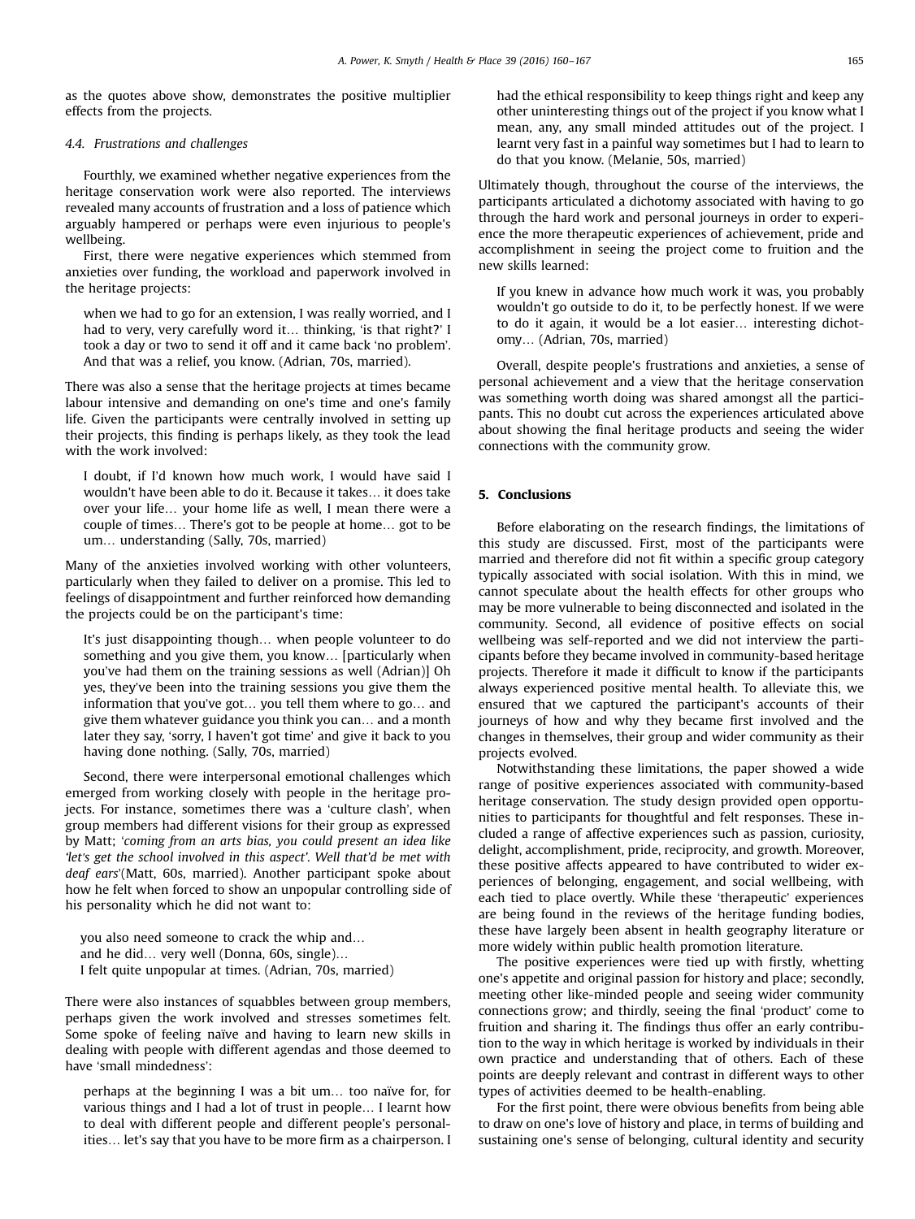as the quotes above show, demonstrates the positive multiplier effects from the projects.

### 4.4. Frustrations and challenges

Fourthly, we examined whether negative experiences from the heritage conservation work were also reported. The interviews revealed many accounts of frustration and a loss of patience which arguably hampered or perhaps were even injurious to people's wellbeing.

First, there were negative experiences which stemmed from anxieties over funding, the workload and paperwork involved in the heritage projects:

> when we had to go for an extension, I was really worried, and I had to very, very carefully word it… thinking, 'is that right?' I took a day or two to send it off and it came back 'no problem'. And that was a relief, you know. (Adrian, 70s, married).

There was also a sense that the heritage projects at times became labour intensive and demanding on one's time and one's family life. Given the participants were centrally involved in setting up their projects, this finding is perhaps likely, as they took the lead with the work involved:

> I doubt, if I'd known how much work, I would have said I wouldn't have been able to do it. Because it takes… it does take over your life… your home life as well, I mean there were a couple of times… There's got to be people at home… got to be um… understanding (Sally, 70s, married)

Many of the anxieties involved working with other volunteers, particularly when they failed to deliver on a promise. This led to feelings of disappointment and further reinforced how demanding the projects could be on the participant's time:

> It's just disappointing though… when people volunteer to do something and you give them, you know… [particularly when you've had them on the training sessions as well (Adrian)] Oh yes, they've been into the training sessions you give them the information that you've got… you tell them where to go… and give them whatever guidance you think you can… and a month later they say, 'sorry, I haven't got time' and give it back to you having done nothing. (Sally, 70s, married)

Second, there were interpersonal emotional challenges which emerged from working closely with people in the heritage projects. For instance, sometimes there was a 'culture clash', when group members had different visions for their group as expressed by Matt; '*coming from an arts bias, you could present an idea like 'let's get the school involved in this aspect'. Well that'd be met with deaf ears*'(Matt, 60s, married). Another participant spoke about how he felt when forced to show an unpopular controlling side of his personality which he did not want to:

> you also need someone to crack the whip and…
> and he did… very well (Donna, 60s, single)…
> I felt quite unpopular at times. (Adrian, 70s, married)

There were also instances of squabbles between group members, perhaps given the work involved and stresses sometimes felt. Some spoke of feeling naïve and having to learn new skills in dealing with people with different agendas and those deemed to have 'small mindedness':

> perhaps at the beginning I was a bit um… too naïve for, for various things and I had a lot of trust in people… I learnt how to deal with different people and different people's personalities… let's say that you have to be more firm as a chairperson. I had the ethical responsibility to keep things right and keep any other uninteresting things out of the project if you know what I mean, any, any small minded attitudes out of the project. I learnt very fast in a painful way sometimes but I had to learn to do that you know. (Melanie, 50s, married)

Ultimately though, throughout the course of the interviews, the participants articulated a dichotomy associated with having to go through the hard work and personal journeys in order to experience the more therapeutic experiences of achievement, pride and accomplishment in seeing the project come to fruition and the new skills learned:

> If you knew in advance how much work it was, you probably wouldn't go outside to do it, to be perfectly honest. If we were to do it again, it would be a lot easier… interesting dichotomy… (Adrian, 70s, married)

Overall, despite people's frustrations and anxieties, a sense of personal achievement and a view that the heritage conservation was something worth doing was shared amongst all the participants. This no doubt cut across the experiences articulated above about showing the final heritage products and seeing the wider connections with the community grow.

## 5. Conclusions

Before elaborating on the research findings, the limitations of this study are discussed. First, most of the participants were married and therefore did not fit within a specific group category typically associated with social isolation. With this in mind, we cannot speculate about the health effects for other groups who may be more vulnerable to being disconnected and isolated in the community. Second, all evidence of positive effects on social wellbeing was self-reported and we did not interview the participants before they became involved in community-based heritage projects. Therefore it made it difficult to know if the participants always experienced positive mental health. To alleviate this, we ensured that we captured the participant's accounts of their journeys of how and why they became first involved and the changes in themselves, their group and wider community as their projects evolved.

Notwithstanding these limitations, the paper showed a wide range of positive experiences associated with community-based heritage conservation. The study design provided open opportunities to participants for thoughtful and felt responses. These included a range of affective experiences such as passion, curiosity, delight, accomplishment, pride, reciprocity, and growth. Moreover, these positive affects appeared to have contributed to wider experiences of belonging, engagement, and social wellbeing, with each tied to place overtly. While these 'therapeutic' experiences are being found in the reviews of the heritage funding bodies, these have largely been absent in health geography literature or more widely within public health promotion literature.

The positive experiences were tied up with firstly, whetting one's appetite and original passion for history and place; secondly, meeting other like-minded people and seeing wider community connections grow; and thirdly, seeing the final 'product' come to fruition and sharing it. The findings thus offer an early contribution to the way in which heritage is worked by individuals in their own practice and understanding that of others. Each of these points are deeply relevant and contrast in different ways to other types of activities deemed to be health-enabling.

For the first point, there were obvious benefits from being able to draw on one's love of history and place, in terms of building and sustaining one's sense of belonging, cultural identity and security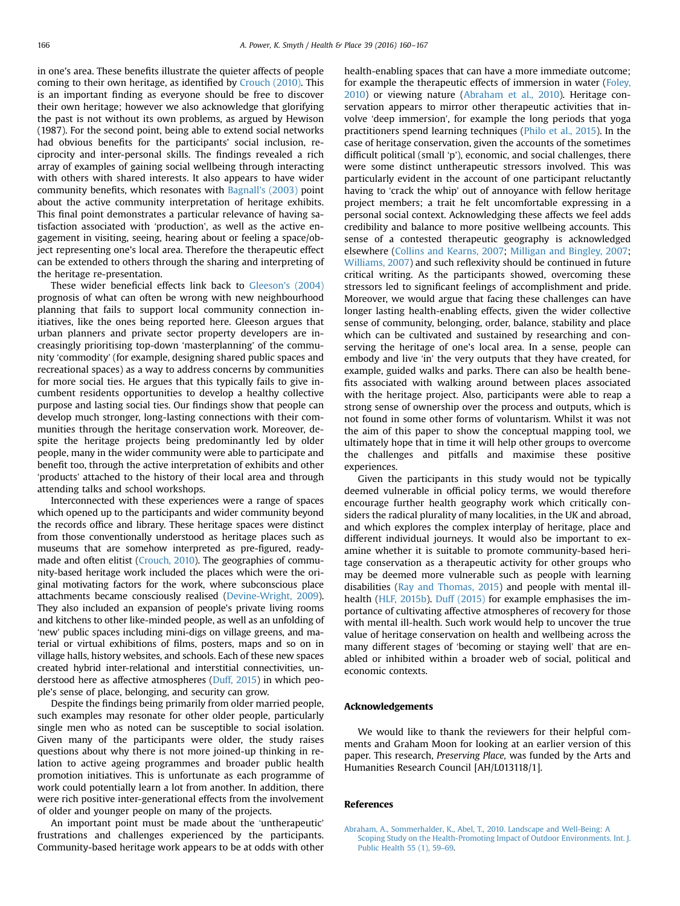in one's area. These benefits illustrate the quieter affects of people coming to their own heritage, as identified by Crouch (2010). This is an important finding as everyone should be free to discover their own heritage; however we also acknowledge that glorifying the past is not without its own problems, as argued by Hewison (1987). For the second point, being able to extend social networks had obvious benefits for the participants' social inclusion, reciprocity and inter-personal skills. The findings revealed a rich array of examples of gaining social wellbeing through interacting with others with shared interests. It also appears to have wider community benefits, which resonates with Bagnall's (2003) point about the active community interpretation of heritage exhibits. This final point demonstrates a particular relevance of having satisfaction associated with 'production', as well as the active engagement in visiting, seeing, hearing about or feeling a space/object representing one's local area. Therefore the therapeutic effect can be extended to others through the sharing and interpreting of the heritage re-presentation.

These wider beneficial effects link back to Gleeson's (2004) prognosis of what can often be wrong with new neighbourhood planning that fails to support local community connection initiatives, like the ones being reported here. Gleeson argues that urban planners and private sector property developers are increasingly prioritising top-down 'masterplanning' of the community 'commodity' (for example, designing shared public spaces and recreational spaces) as a way to address concerns by communities for more social ties. He argues that this typically fails to give incumbent residents opportunities to develop a healthy collective purpose and lasting social ties. Our findings show that people can develop much stronger, long-lasting connections with their communities through the heritage conservation work. Moreover, despite the heritage projects being predominantly led by older people, many in the wider community were able to participate and benefit too, through the active interpretation of exhibits and other 'products' attached to the history of their local area and through attending talks and school workshops.

Interconnected with these experiences were a range of spaces which opened up to the participants and wider community beyond the records office and library. These heritage spaces were distinct from those conventionally understood as heritage places such as museums that are somehow interpreted as pre-figured, ready-made and often elitist (Crouch, 2010). The geographies of community-based heritage work included the places which were the original motivating factors for the work, where subconscious place attachments became consciously realised (Devine-Wright, 2009). They also included an expansion of people's private living rooms and kitchens to other like-minded people, as well as an unfolding of 'new' public spaces including mini-digs on village greens, and material or virtual exhibitions of films, posters, maps and so on in village halls, history websites, and schools. Each of these new spaces created hybrid inter-relational and interstitial connectivities, understood here as affective atmospheres (Duff, 2015) in which people's sense of place, belonging, and security can grow.

Despite the findings being primarily from older married people, such examples may resonate for other older people, particularly single men who as noted can be susceptible to social isolation. Given many of the participants were older, the study raises questions about why there is not more joined-up thinking in relation to active ageing programmes and broader public health promotion initiatives. This is unfortunate as each programme of work could potentially learn a lot from another. In addition, there were rich positive inter-generational effects from the involvement of older and younger people on many of the projects.

An important point must be made about the 'untherapeutic' frustrations and challenges experienced by the participants. Community-based heritage work appears to be at odds with other health-enabling spaces that can have a more immediate outcome; for example the therapeutic effects of immersion in water (Foley, 2010) or viewing nature (Abraham et al., 2010). Heritage conservation appears to mirror other therapeutic activities that involve 'deep immersion', for example the long periods that yoga practitioners spend learning techniques (Philo et al., 2015). In the case of heritage conservation, given the accounts of the sometimes difficult political (small 'p'), economic, and social challenges, there were some distinct untherapeutic stressors involved. This was particularly evident in the account of one participant reluctantly having to 'crack the whip' out of annoyance with fellow heritage project members; a trait he felt uncomfortable expressing in a personal social context. Acknowledging these affects we feel adds credibility and balance to more positive wellbeing accounts. This sense of a contested therapeutic geography is acknowledged elsewhere (Collins and Kearns, 2007; Milligan and Bingley, 2007; Williams, 2007) and such reflexivity should be continued in future critical writing. As the participants showed, overcoming these stressors led to significant feelings of accomplishment and pride. Moreover, we would argue that facing these challenges can have longer lasting health-enabling effects, given the wider collective sense of community, belonging, order, balance, stability and place which can be cultivated and sustained by researching and conserving the heritage of one's local area. In a sense, people can embody and live 'in' the very outputs that they have created, for example, guided walks and parks. There can also be health benefits associated with walking around between places associated with the heritage project. Also, participants were able to reap a strong sense of ownership over the process and outputs, which is not found in some other forms of voluntarism. Whilst it was not the aim of this paper to show the conceptual mapping tool, we ultimately hope that in time it will help other groups to overcome the challenges and pitfalls and maximise these positive experiences.

Given the participants in this study would not be typically deemed vulnerable in official policy terms, we would therefore encourage further health geography work which critically considers the radical plurality of many localities, in the UK and abroad, and which explores the complex interplay of heritage, place and different individual journeys. It would also be important to examine whether it is suitable to promote community-based heritage conservation as a therapeutic activity for other groups who may be deemed more vulnerable such as people with learning disabilities (Ray and Thomas, 2015) and people with mental ill-health (HLF, 2015b). Duff (2015) for example emphasises the importance of cultivating affective atmospheres of recovery for those with mental ill-health. Such work would help to uncover the true value of heritage conservation on health and wellbeing across the many different stages of 'becoming or staying well' that are enabled or inhibited within a broader web of social, political and economic contexts.

## Acknowledgements

We would like to thank the reviewers for their helpful comments and Graham Moon for looking at an earlier version of this paper. This research, *Preserving Place,* was funded by the Arts and Humanities Research Council [AH/L013118/1].

## References

Abraham, A., Sommerhalder, K., Abel, T., 2010. Landscape and Well-Being: A Scoping Study on the Health-Promoting Impact of Outdoor Environments. Int. J. Public Health 55 (1), 59–69.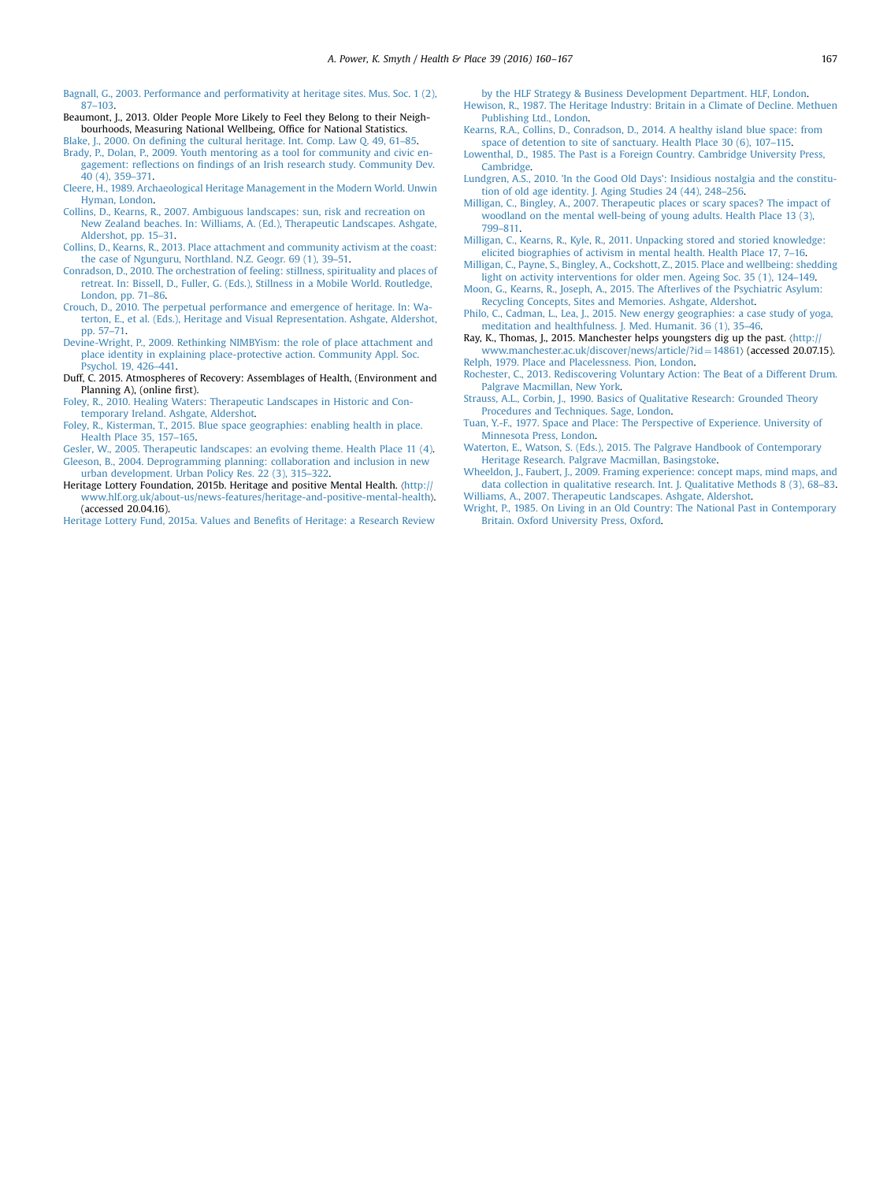Bagnall, G., 2003. Performance and performativity at heritage sites. Mus. Soc. 1 (2), 87–103.

Beaumont, J., 2013. Older People More Likely to Feel they Belong to their Neighbourhoods, Measuring National Wellbeing, Office for National Statistics.

Blake, J., 2000. On defining the cultural heritage. Int. Comp. Law Q. 49, 61–85.

Brady, P., Dolan, P., 2009. Youth mentoring as a tool for community and civic engagement: reflections on findings of an Irish research study. Community Dev. 40 (4), 359–371.

Cleere, H., 1989. Archaeological Heritage Management in the Modern World. Unwin Hyman, London.

Collins, D., Kearns, R., 2007. Ambiguous landscapes: sun, risk and recreation on New Zealand beaches. In: Williams, A. (Ed.), Therapeutic Landscapes. Ashgate, Aldershot, pp. 15–31.

Collins, D., Kearns, R., 2013. Place attachment and community activism at the coast: the case of Ngunguru, Northland. N.Z. Geogr. 69 (1), 39–51.

Conradson, D., 2010. The orchestration of feeling: stillness, spirituality and places of retreat. In: Bissell, D., Fuller, G. (Eds.), Stillness in a Mobile World. Routledge, London, pp. 71–86.

Crouch, D., 2010. The perpetual performance and emergence of heritage. In: Waterton, E., et al. (Eds.), Heritage and Visual Representation. Ashgate, Aldershot, pp. 57–71.

Devine-Wright, P., 2009. Rethinking NIMBYism: the role of place attachment and place identity in explaining place-protective action. Community Appl. Soc. Psychol. 19, 426–441.

Duff, C. 2015. Atmospheres of Recovery: Assemblages of Health, (Environment and Planning A), (online first).

Foley, R., 2010. Healing Waters: Therapeutic Landscapes in Historic and Contemporary Ireland. Ashgate, Aldershot.

Foley, R., Kisterman, T., 2015. Blue space geographies: enabling health in place. Health Place 35, 157–165.

Gesler, W., 2005. Therapeutic landscapes: an evolving theme. Health Place 11 (4).

Gleeson, B., 2004. Deprogramming planning: collaboration and inclusion in new urban development. Urban Policy Res. 22 (3), 315–322.

Heritage Lottery Foundation, 2015b. Heritage and positive Mental Health. ⟨http://www.hlf.org.uk/about-us/news-features/heritage-and-positive-mental-health⟩. (accessed 20.04.16).

Heritage Lottery Fund, 2015a. Values and Benefits of Heritage: a Research Review by the HLF Strategy & Business Development Department. HLF, London.

Hewison, R., 1987. The Heritage Industry: Britain in a Climate of Decline. Methuen Publishing Ltd., London.

Kearns, R.A., Collins, D., Conradson, D., 2014. A healthy island blue space: from space of detention to site of sanctuary. Health Place 30 (6), 107–115.

Lowenthal, D., 1985. The Past is a Foreign Country. Cambridge University Press, Cambridge.

Lundgren, A.S., 2010. 'In the Good Old Days': Insidious nostalgia and the constitution of old age identity. J. Aging Studies 24 (44), 248–256.

Milligan, C., Bingley, A., 2007. Therapeutic places or scary spaces? The impact of woodland on the mental well-being of young adults. Health Place 13 (3), 799–811.

Milligan, C., Kearns, R., Kyle, R., 2011. Unpacking stored and storied knowledge: elicited biographies of activism in mental health. Health Place 17, 7–16.

Milligan, C., Payne, S., Bingley, A., Cockshott, Z., 2015. Place and wellbeing: shedding light on activity interventions for older men. Ageing Soc. 35 (1), 124–149.

Moon, G., Kearns, R., Joseph, A., 2015. The Afterlives of the Psychiatric Asylum: Recycling Concepts, Sites and Memories. Ashgate, Aldershot.

Philo, C., Cadman, L., Lea, J., 2015. New energy geographies: a case study of yoga, meditation and healthfulness. J. Med. Humanit. 36 (1), 35–46.

Ray, K., Thomas, J., 2015. Manchester helps youngsters dig up the past. ⟨http://www.manchester.ac.uk/discover/news/article/?id=14861⟩ (accessed 20.07.15).

Relph, 1979. Place and Placelessness. Pion, London.

Rochester, C., 2013. Rediscovering Voluntary Action: The Beat of a Different Drum. Palgrave Macmillan, New York.

Strauss, A.L., Corbin, J., 1990. Basics of Qualitative Research: Grounded Theory Procedures and Techniques. Sage, London.

Tuan, Y.-F., 1977. Space and Place: The Perspective of Experience. University of Minnesota Press, London.

Waterton, E., Watson, S. (Eds.), 2015. The Palgrave Handbook of Contemporary Heritage Research. Palgrave Macmillan, Basingstoke.

Wheeldon, J., Faubert, J., 2009. Framing experience: concept maps, mind maps, and data collection in qualitative research. Int. J. Qualitative Methods 8 (3), 68–83.

Williams, A., 2007. Therapeutic Landscapes. Ashgate, Aldershot.

Wright, P., 1985. On Living in an Old Country: The National Past in Contemporary Britain. Oxford University Press, Oxford.